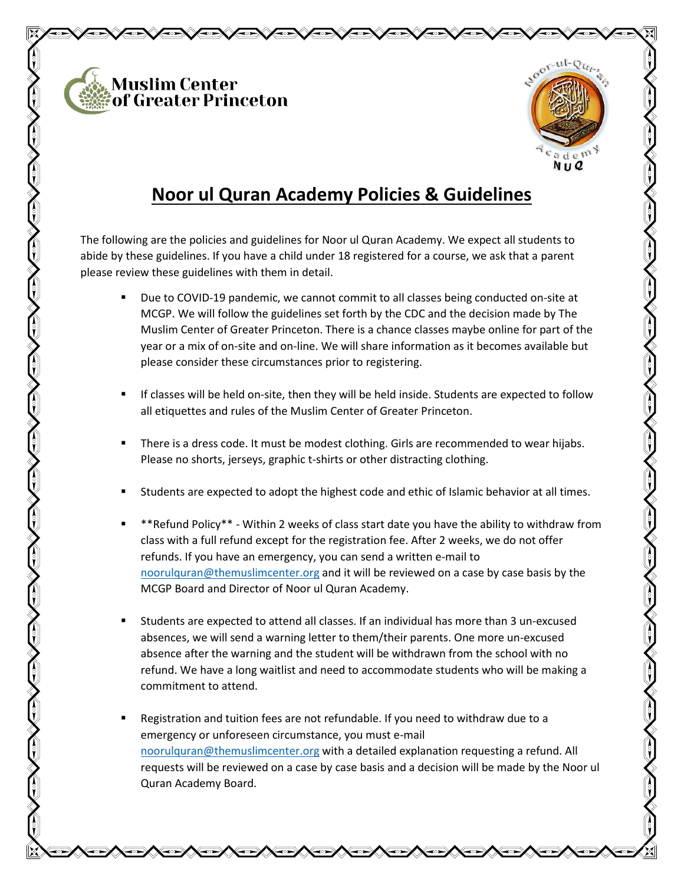Muslim Center of Greater Princeton

# Noor ul Quran Academy Policies & Guidelines

The following are the policies and guidelines for Noor ul Quran Academy. We expect all students to abide by these guidelines. If you have a child under 18 registered for a course, we ask that a parent please review these guidelines with them in detail.

- Due to COVID-19 pandemic, we cannot commit to all classes being conducted on-site at MCGP. We will follow the guidelines set forth by the CDC and the decision made by The Muslim Center of Greater Princeton. There is a chance classes maybe online for part of the year or a mix of on-site and on-line. We will share information as it becomes available but please consider these circumstances prior to registering.

- If classes will be held on-site, then they will be held inside. Students are expected to follow all etiquettes and rules of the Muslim Center of Greater Princeton.

- There is a dress code. It must be modest clothing. Girls are recommended to wear hijabs. Please no shorts, jerseys, graphic t-shirts or other distracting clothing.

- Students are expected to adopt the highest code and ethic of Islamic behavior at all times.

- **Refund Policy** - Within 2 weeks of class start date you have the ability to withdraw from class with a full refund except for the registration fee. After 2 weeks, we do not offer refunds. If you have an emergency, you can send a written e-mail to noorulquran@themuslimcenter.org and it will be reviewed on a case by case basis by the MCGP Board and Director of Noor ul Quran Academy.

- Students are expected to attend all classes. If an individual has more than 3 un-excused absences, we will send a warning letter to them/their parents. One more un-excused absence after the warning and the student will be withdrawn from the school with no refund. We have a long waitlist and need to accommodate students who will be making a commitment to attend.

- Registration and tuition fees are not refundable. If you need to withdraw due to a emergency or unforeseen circumstance, you must e-mail noorulquran@themuslimcenter.org with a detailed explanation requesting a refund. All requests will be reviewed on a case by case basis and a decision will be made by the Noor ul Quran Academy Board.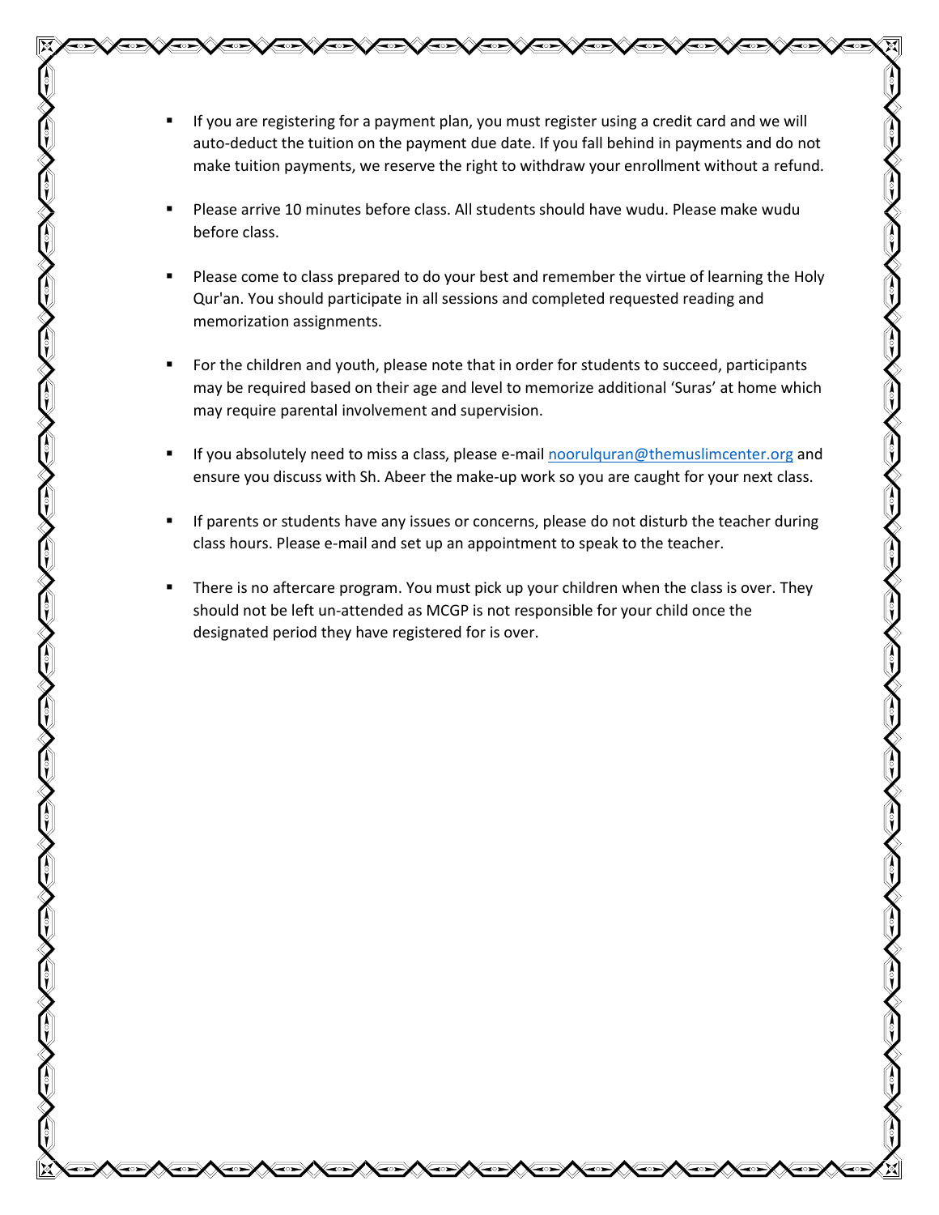- If you are registering for a payment plan, you must register using a credit card and we will auto-deduct the tuition on the payment due date. If you fall behind in payments and do not make tuition payments, we reserve the right to withdraw your enrollment without a refund.

- Please arrive 10 minutes before class. All students should have wudu. Please make wudu before class.

- Please come to class prepared to do your best and remember the virtue of learning the Holy Qur'an. You should participate in all sessions and completed requested reading and memorization assignments.

- For the children and youth, please note that in order for students to succeed, participants may be required based on their age and level to memorize additional 'Suras' at home which may require parental involvement and supervision.

- If you absolutely need to miss a class, please e-mail noorulquran@themuslimcenter.org and ensure you discuss with Sh. Abeer the make-up work so you are caught for your next class.

- If parents or students have any issues or concerns, please do not disturb the teacher during class hours. Please e-mail and set up an appointment to speak to the teacher.

- There is no aftercare program. You must pick up your children when the class is over. They should not be left un-attended as MCGP is not responsible for your child once the designated period they have registered for is over.